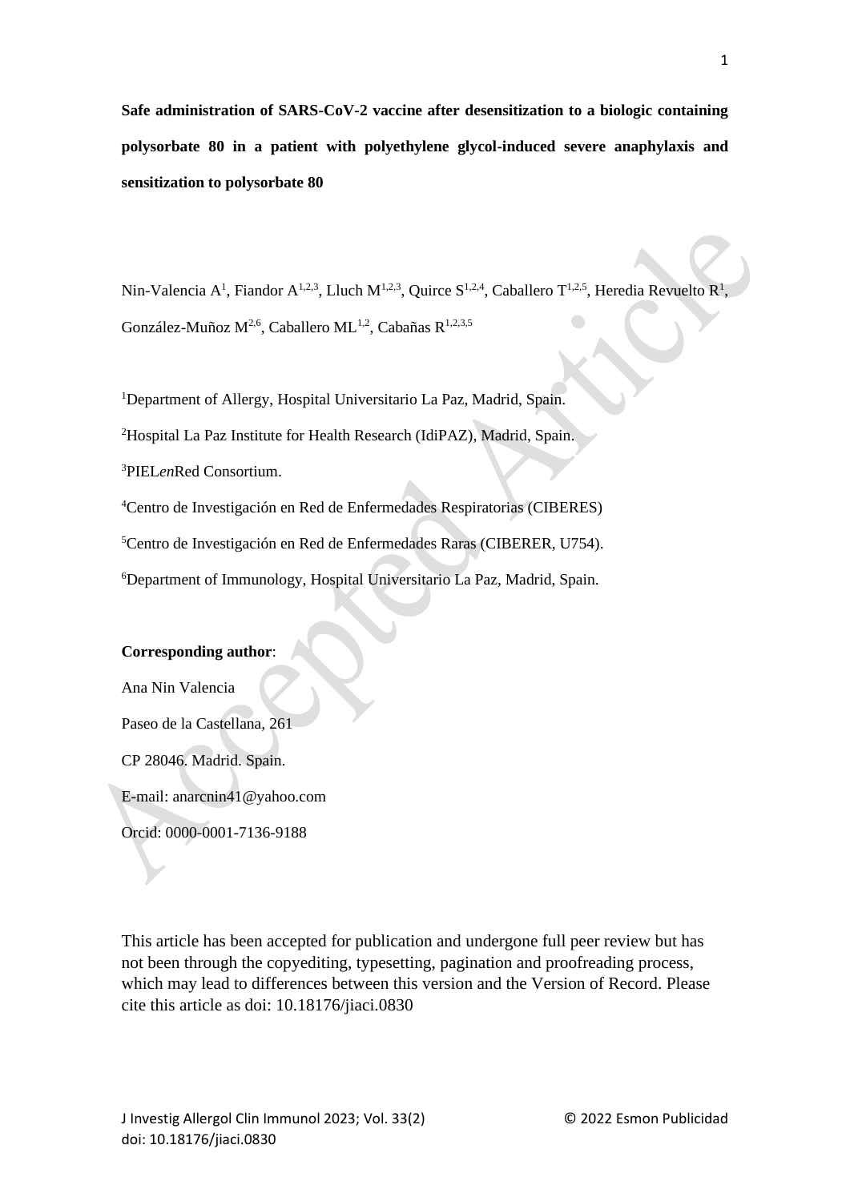**Safe administration of SARS-CoV-2 vaccine after desensitization to a biologic containing polysorbate 80 in a patient with polyethylene glycol-induced severe anaphylaxis and sensitization to polysorbate 80**

Nin-Valencia A[1], Fiandor A[1,2,3], Lluch M[1,2,3], Quirce S[1,2,4], Caballero T[1,2,5], Heredia Revuelto R[1], González-Muñoz M[2,6], Caballero ML[1,2], Cabañas R[1,2,3,5]

[1]Department of Allergy, Hospital Universitario La Paz, Madrid, Spain.

[2]Hospital La Paz Institute for Health Research (IdiPAZ), Madrid, Spain.

[3]PIEL*en*Red Consortium.

[4]Centro de Investigación en Red de Enfermedades Respiratorias (CIBERES)

[5]Centro de Investigación en Red de Enfermedades Raras (CIBERER, U754).

[6]Department of Immunology, Hospital Universitario La Paz, Madrid, Spain.

**Corresponding author**:

Ana Nin Valencia

Paseo de la Castellana, 261

CP 28046. Madrid. Spain.

E-mail: anarcnin41@yahoo.com

Orcid: 0000-0001-7136-9188

This article has been accepted for publication and undergone full peer review but has not been through the copyediting, typesetting, pagination and proofreading process, which may lead to differences between this version and the Version of Record. Please cite this article as doi: 10.18176/jiaci.0830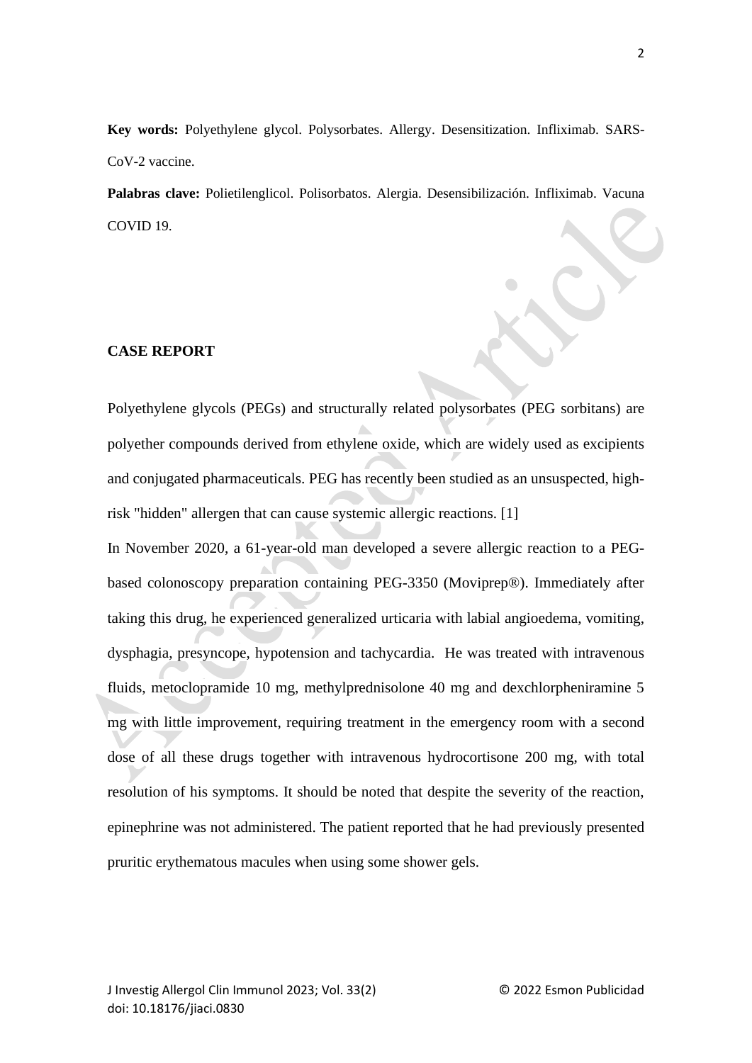**Key words:** Polyethylene glycol. Polysorbates. Allergy. Desensitization. Infliximab. SARS-CoV-2 vaccine.

**Palabras clave:** Polietilenglicol. Polisorbatos. Alergia. Desensibilización. Infliximab. Vacuna COVID 19.

## CASE REPORT

Polyethylene glycols (PEGs) and structurally related polysorbates (PEG sorbitans) are polyether compounds derived from ethylene oxide, which are widely used as excipients and conjugated pharmaceuticals. PEG has recently been studied as an unsuspected, high-risk "hidden" allergen that can cause systemic allergic reactions. [1]

In November 2020, a 61-year-old man developed a severe allergic reaction to a PEG-based colonoscopy preparation containing PEG-3350 (Moviprep®). Immediately after taking this drug, he experienced generalized urticaria with labial angioedema, vomiting, dysphagia, presyncope, hypotension and tachycardia. He was treated with intravenous fluids, metoclopramide 10 mg, methylprednisolone 40 mg and dexchlorpheniramine 5 mg with little improvement, requiring treatment in the emergency room with a second dose of all these drugs together with intravenous hydrocortisone 200 mg, with total resolution of his symptoms. It should be noted that despite the severity of the reaction, epinephrine was not administered. The patient reported that he had previously presented pruritic erythematous macules when using some shower gels.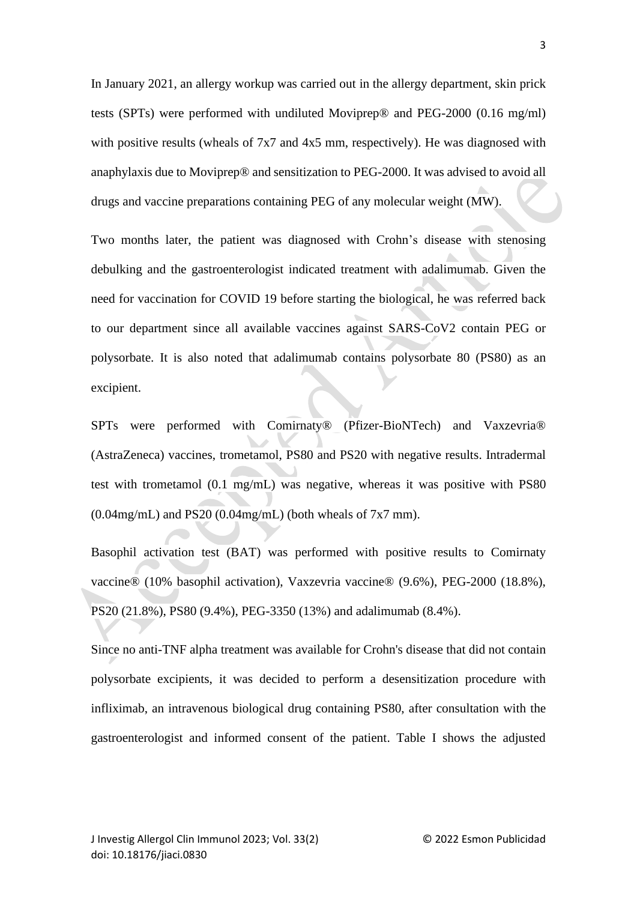In January 2021, an allergy workup was carried out in the allergy department, skin prick tests (SPTs) were performed with undiluted Moviprep® and PEG-2000 (0.16 mg/ml) with positive results (wheals of 7x7 and 4x5 mm, respectively). He was diagnosed with anaphylaxis due to Moviprep® and sensitization to PEG-2000. It was advised to avoid all drugs and vaccine preparations containing PEG of any molecular weight (MW).

Two months later, the patient was diagnosed with Crohn's disease with stenosing debulking and the gastroenterologist indicated treatment with adalimumab. Given the need for vaccination for COVID 19 before starting the biological, he was referred back to our department since all available vaccines against SARS-CoV2 contain PEG or polysorbate. It is also noted that adalimumab contains polysorbate 80 (PS80) as an excipient.

SPTs were performed with Comirnaty® (Pfizer-BioNTech) and Vaxzevria® (AstraZeneca) vaccines, trometamol, PS80 and PS20 with negative results. Intradermal test with trometamol (0.1 mg/mL) was negative, whereas it was positive with PS80 (0.04mg/mL) and PS20 (0.04mg/mL) (both wheals of 7x7 mm).

Basophil activation test (BAT) was performed with positive results to Comirnaty vaccine® (10% basophil activation), Vaxzevria vaccine® (9.6%), PEG-2000 (18.8%), PS20 (21.8%), PS80 (9.4%), PEG-3350 (13%) and adalimumab (8.4%).

Since no anti-TNF alpha treatment was available for Crohn's disease that did not contain polysorbate excipients, it was decided to perform a desensitization procedure with infliximab, an intravenous biological drug containing PS80, after consultation with the gastroenterologist and informed consent of the patient. Table I shows the adjusted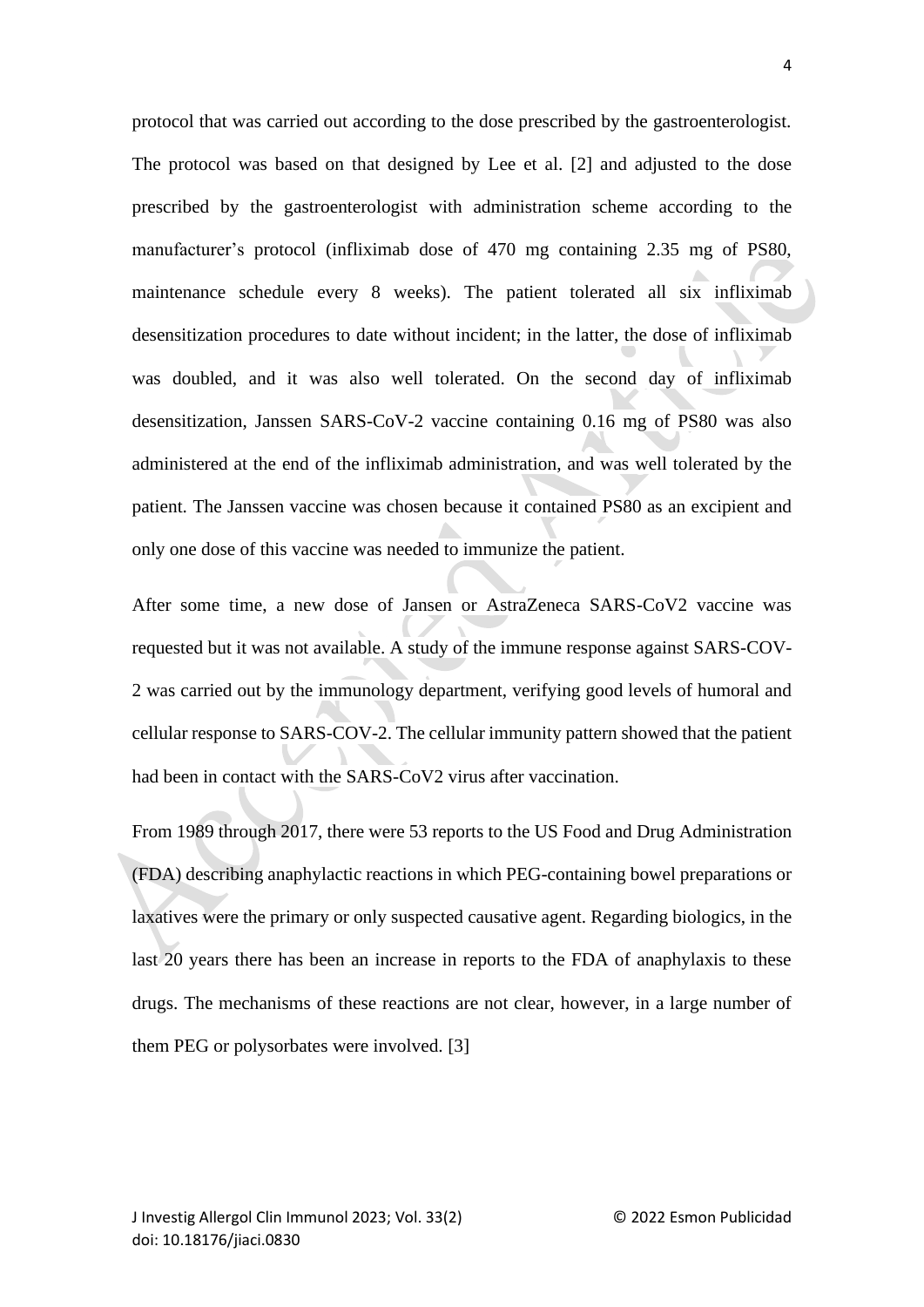protocol that was carried out according to the dose prescribed by the gastroenterologist. The protocol was based on that designed by Lee et al. [2] and adjusted to the dose prescribed by the gastroenterologist with administration scheme according to the manufacturer's protocol (infliximab dose of 470 mg containing 2.35 mg of PS80, maintenance schedule every 8 weeks). The patient tolerated all six infliximab desensitization procedures to date without incident; in the latter, the dose of infliximab was doubled, and it was also well tolerated. On the second day of infliximab desensitization, Janssen SARS-CoV-2 vaccine containing 0.16 mg of PS80 was also administered at the end of the infliximab administration, and was well tolerated by the patient. The Janssen vaccine was chosen because it contained PS80 as an excipient and only one dose of this vaccine was needed to immunize the patient.

After some time, a new dose of Jansen or AstraZeneca SARS-CoV2 vaccine was requested but it was not available. A study of the immune response against SARS-COV-2 was carried out by the immunology department, verifying good levels of humoral and cellular response to SARS-COV-2. The cellular immunity pattern showed that the patient had been in contact with the SARS-CoV2 virus after vaccination.

From 1989 through 2017, there were 53 reports to the US Food and Drug Administration (FDA) describing anaphylactic reactions in which PEG-containing bowel preparations or laxatives were the primary or only suspected causative agent. Regarding biologics, in the last 20 years there has been an increase in reports to the FDA of anaphylaxis to these drugs. The mechanisms of these reactions are not clear, however, in a large number of them PEG or polysorbates were involved. [3]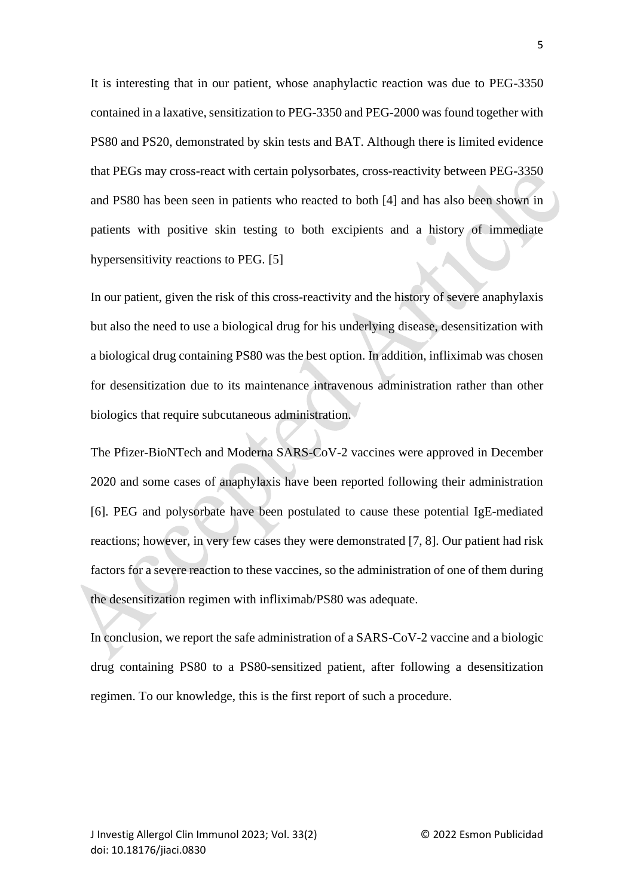It is interesting that in our patient, whose anaphylactic reaction was due to PEG-3350 contained in a laxative, sensitization to PEG-3350 and PEG-2000 was found together with PS80 and PS20, demonstrated by skin tests and BAT. Although there is limited evidence that PEGs may cross-react with certain polysorbates, cross-reactivity between PEG-3350 and PS80 has been seen in patients who reacted to both [4] and has also been shown in patients with positive skin testing to both excipients and a history of immediate hypersensitivity reactions to PEG. [5]

In our patient, given the risk of this cross-reactivity and the history of severe anaphylaxis but also the need to use a biological drug for his underlying disease, desensitization with a biological drug containing PS80 was the best option. In addition, infliximab was chosen for desensitization due to its maintenance intravenous administration rather than other biologics that require subcutaneous administration.

The Pfizer-BioNTech and Moderna SARS-CoV-2 vaccines were approved in December 2020 and some cases of anaphylaxis have been reported following their administration [6]. PEG and polysorbate have been postulated to cause these potential IgE-mediated reactions; however, in very few cases they were demonstrated [7, 8]. Our patient had risk factors for a severe reaction to these vaccines, so the administration of one of them during the desensitization regimen with infliximab/PS80 was adequate.

In conclusion, we report the safe administration of a SARS-CoV-2 vaccine and a biologic drug containing PS80 to a PS80-sensitized patient, after following a desensitization regimen. To our knowledge, this is the first report of such a procedure.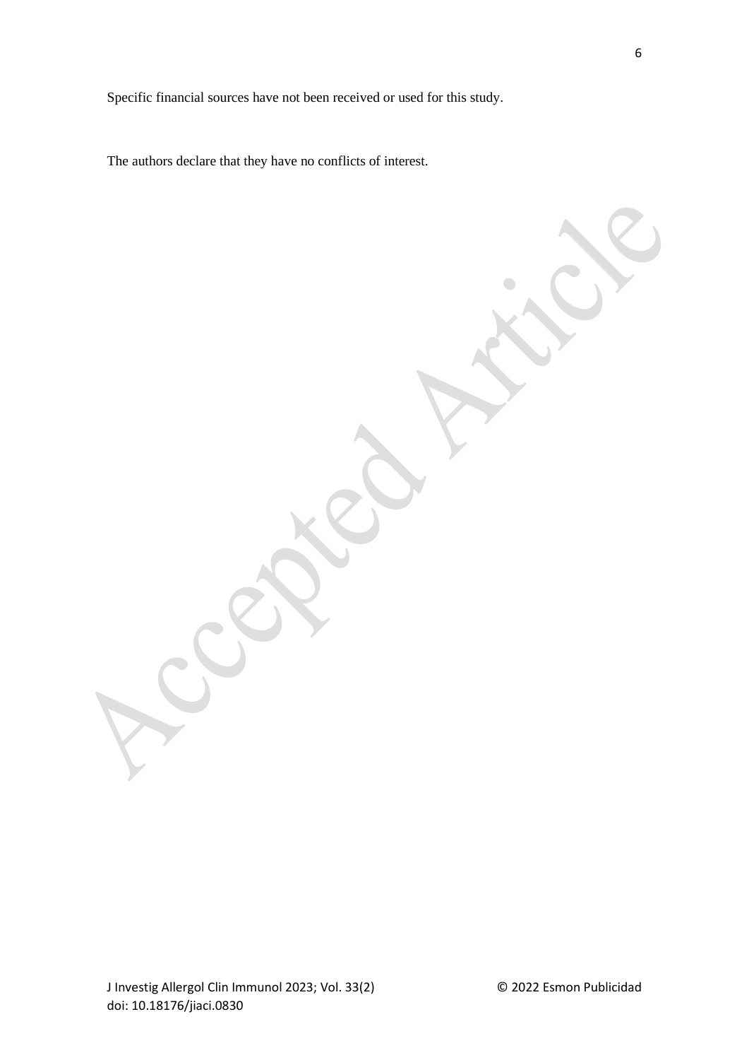Specific financial sources have not been received or used for this study.

The authors declare that they have no conflicts of interest.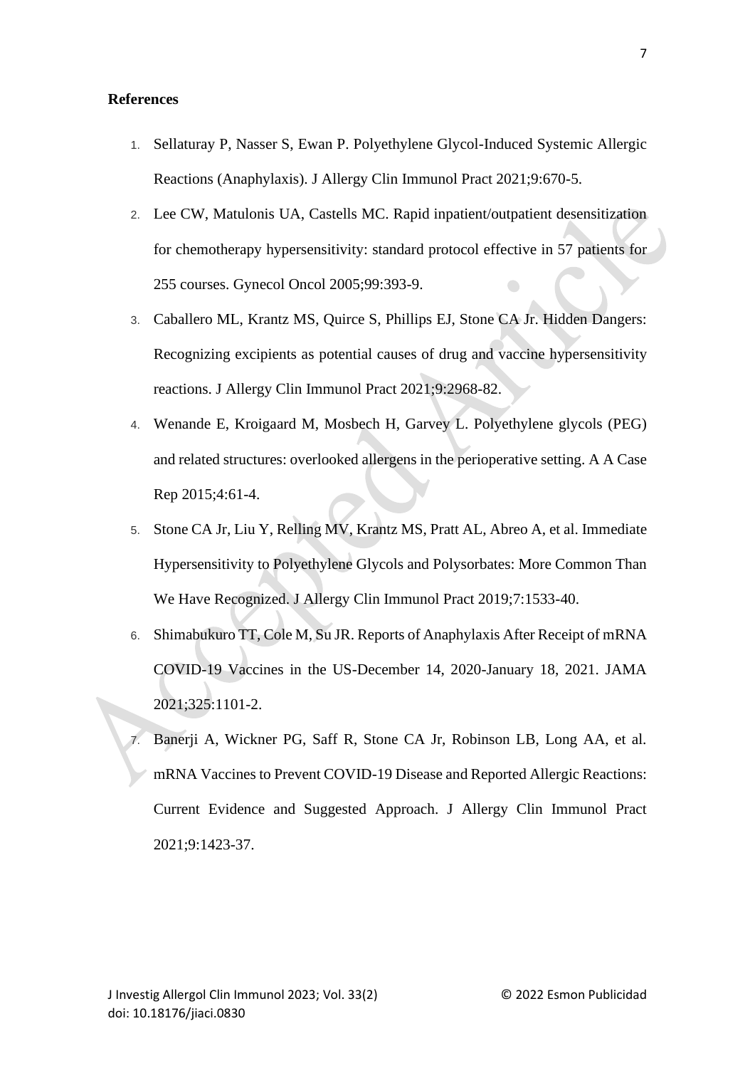**References**

1. Sellaturay P, Nasser S, Ewan P. Polyethylene Glycol-Induced Systemic Allergic Reactions (Anaphylaxis). J Allergy Clin Immunol Pract 2021;9:670-5.
2. Lee CW, Matulonis UA, Castells MC. Rapid inpatient/outpatient desensitization for chemotherapy hypersensitivity: standard protocol effective in 57 patients for 255 courses. Gynecol Oncol 2005;99:393-9.
3. Caballero ML, Krantz MS, Quirce S, Phillips EJ, Stone CA Jr. Hidden Dangers: Recognizing excipients as potential causes of drug and vaccine hypersensitivity reactions. J Allergy Clin Immunol Pract 2021;9:2968-82.
4. Wenande E, Kroigaard M, Mosbech H, Garvey L. Polyethylene glycols (PEG) and related structures: overlooked allergens in the perioperative setting. A A Case Rep 2015;4:61-4.
5. Stone CA Jr, Liu Y, Relling MV, Krantz MS, Pratt AL, Abreo A, et al. Immediate Hypersensitivity to Polyethylene Glycols and Polysorbates: More Common Than We Have Recognized. J Allergy Clin Immunol Pract 2019;7:1533-40.
6. Shimabukuro TT, Cole M, Su JR. Reports of Anaphylaxis After Receipt of mRNA COVID-19 Vaccines in the US-December 14, 2020-January 18, 2021. JAMA 2021;325:1101-2.
7. Banerji A, Wickner PG, Saff R, Stone CA Jr, Robinson LB, Long AA, et al. mRNA Vaccines to Prevent COVID-19 Disease and Reported Allergic Reactions: Current Evidence and Suggested Approach. J Allergy Clin Immunol Pract 2021;9:1423-37.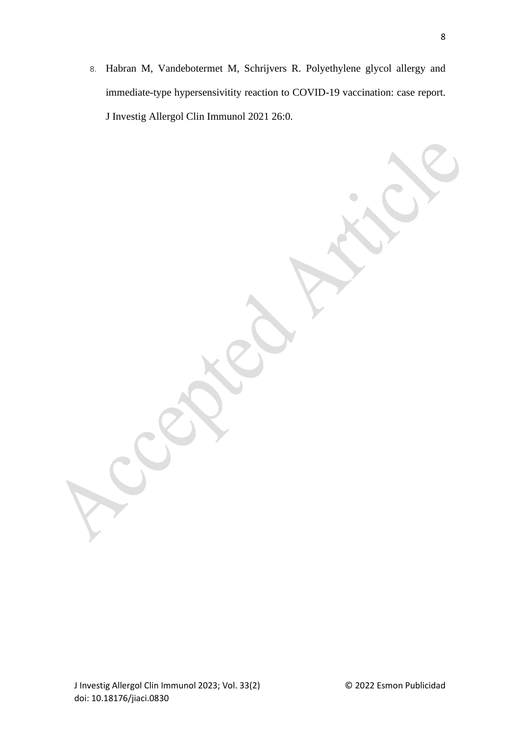8. Habran M, Vandebotermet M, Schrijvers R. Polyethylene glycol allergy and immediate-type hypersensivitity reaction to COVID-19 vaccination: case report. J Investig Allergol Clin Immunol 2021 26:0.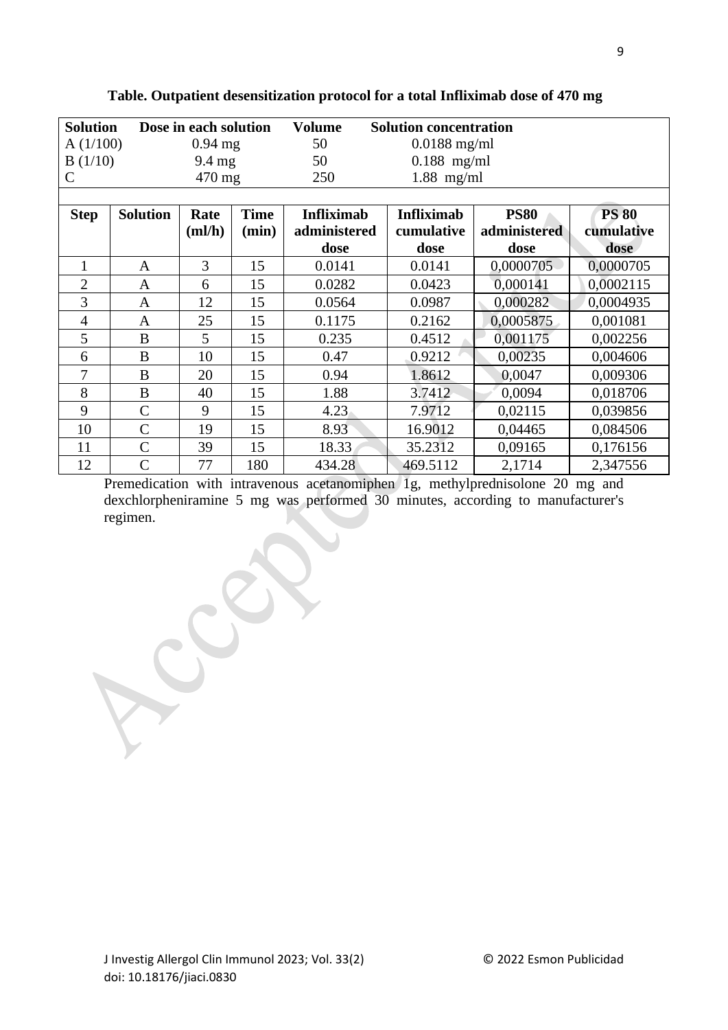**Table. Outpatient desensitization protocol for a total Infliximab dose of 470 mg**

| Solution | Dose in each solution | Volume | Solution concentration |
|---|---|---|---|
| A (1/100) | 0.94 mg | 50 | 0.0188 mg/ml |
| B (1/10) | 9.4 mg | 50 | 0.188 mg/ml |
| C | 470 mg | 250 | 1.88 mg/ml |

| Step | Solution | Rate (ml/h) | Time (min) | Infliximab administered dose | Infliximab cumulative dose | PS80 administered dose | PS 80 cumulative dose |
|---|---|---|---|---|---|---|---|
| 1 | A | 3 | 15 | 0.0141 | 0.0141 | 0,0000705 | 0,0000705 |
| 2 | A | 6 | 15 | 0.0282 | 0.0423 | 0,000141 | 0,0002115 |
| 3 | A | 12 | 15 | 0.0564 | 0.0987 | 0,000282 | 0,0004935 |
| 4 | A | 25 | 15 | 0.1175 | 0.2162 | 0,0005875 | 0,001081 |
| 5 | B | 5 | 15 | 0.235 | 0.4512 | 0,001175 | 0,002256 |
| 6 | B | 10 | 15 | 0.47 | 0.9212 | 0,00235 | 0,004606 |
| 7 | B | 20 | 15 | 0.94 | 1.8612 | 0,0047 | 0,009306 |
| 8 | B | 40 | 15 | 1.88 | 3.7412 | 0,0094 | 0,018706 |
| 9 | C | 9 | 15 | 4.23 | 7.9712 | 0,02115 | 0,039856 |
| 10 | C | 19 | 15 | 8.93 | 16.9012 | 0,04465 | 0,084506 |
| 11 | C | 39 | 15 | 18.33 | 35.2312 | 0,09165 | 0,176156 |
| 12 | C | 77 | 180 | 434.28 | 469.5112 | 2,1714 | 2,347556 |

Premedication with intravenous acetanomiphen 1g, methylprednisolone 20 mg and dexchlorpheniramine 5 mg was performed 30 minutes, according to manufacturer's regimen.